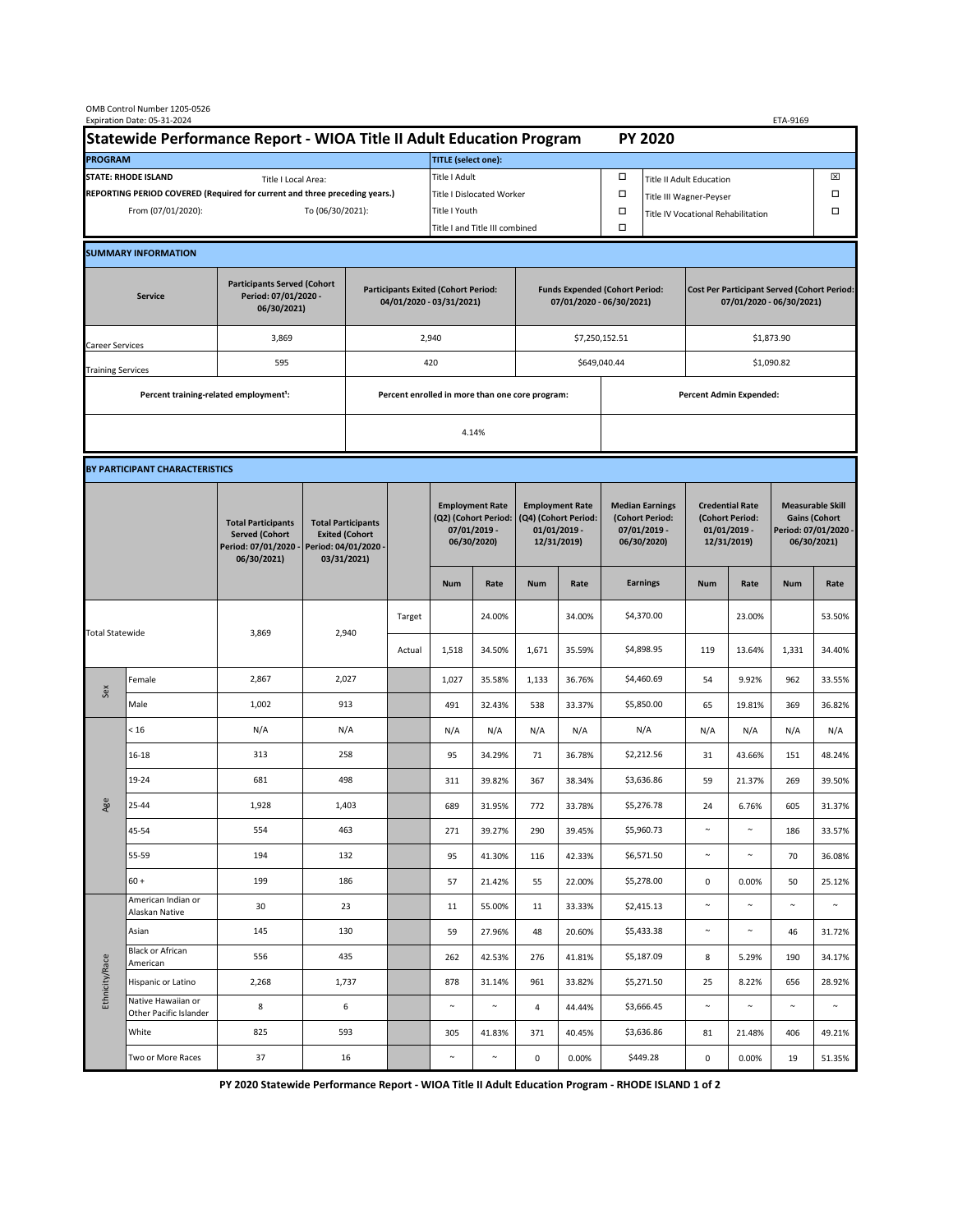OMB Control Number 1205-0526
Expiration Date: 05-31-2024

ETA-9169

# Statewide Performance Report - WIOA Title II Adult Education Program — PY 2020

| PROGRAM | | TITLE (select one): | | | |
|---|---|---|---|---|---|
| STATE: RHODE ISLAND | Title I Local Area: | Title I Adult | ☐ | Title II Adult Education | ☒ |
| REPORTING PERIOD COVERED (Required for current and three preceding years.) | | Title I Dislocated Worker | ☐ | Title III Wagner-Peyser | ☐ |
| From (07/01/2020): | To (06/30/2021): | Title I Youth | ☐ | Title IV Vocational Rehabilitation | ☐ |
| | | Title I and Title III combined | ☐ | | |

## SUMMARY INFORMATION

| Service | Participants Served (Cohort Period: 07/01/2020 - 06/30/2021) | Participants Exited (Cohort Period: 04/01/2020 - 03/31/2021) | Funds Expended (Cohort Period: 07/01/2020 - 06/30/2021) | Cost Per Participant Served (Cohort Period: 07/01/2020 - 06/30/2021) |
|---|---|---|---|---|
| Career Services | 3,869 | 2,940 | $7,250,152.51 | $1,873.90 |
| Training Services | 595 | 420 | $649,040.44 | $1,090.82 |

| Percent training-related employment[1]: | Percent enrolled in more than one core program: | Percent Admin Expended: |
|---|---|---|
| | 4.14% | |

## BY PARTICIPANT CHARACTERISTICS

| | | Total Participants Served (Cohort Period: 07/01/2020 - 06/30/2021) | Total Participants Exited (Cohort Period: 04/01/2020 - 03/31/2021) | | Employment Rate (Q2) (Cohort Period: 07/01/2019 - 06/30/2020) | | Employment Rate (Q4) (Cohort Period: 01/01/2019 - 12/31/2019) | | Median Earnings (Cohort Period: 07/01/2019 - 06/30/2020) | Credential Rate (Cohort Period: 01/01/2019 - 12/31/2019) | | Measurable Skill Gains (Cohort Period: 07/01/2020 - 06/30/2021) | |
|---|---|---|---|---|---|---|---|---|---|---|---|---|---|
| | | | | | Num | Rate | Num | Rate | Earnings | Num | Rate | Num | Rate |
| Total Statewide | | 3,869 | 2,940 | Target | | 24.00% | | 34.00% | $4,370.00 | | 23.00% | | 53.50% |
| | | | | Actual | 1,518 | 34.50% | 1,671 | 35.59% | $4,898.95 | 119 | 13.64% | 1,331 | 34.40% |
| Sex | Female | 2,867 | 2,027 | | 1,027 | 35.58% | 1,133 | 36.76% | $4,460.69 | 54 | 9.92% | 962 | 33.55% |
| | Male | 1,002 | 913 | | 491 | 32.43% | 538 | 33.37% | $5,850.00 | 65 | 19.81% | 369 | 36.82% |
| Age | < 16 | N/A | N/A | | N/A | N/A | N/A | N/A | N/A | N/A | N/A | N/A | N/A |
| | 16-18 | 313 | 258 | | 95 | 34.29% | 71 | 36.78% | $2,212.56 | 31 | 43.66% | 151 | 48.24% |
| | 19-24 | 681 | 498 | | 311 | 39.82% | 367 | 38.34% | $3,636.86 | 59 | 21.37% | 269 | 39.50% |
| | 25-44 | 1,928 | 1,403 | | 689 | 31.95% | 772 | 33.78% | $5,276.78 | 24 | 6.76% | 605 | 31.37% |
| | 45-54 | 554 | 463 | | 271 | 39.27% | 290 | 39.45% | $5,960.73 | ~ | ~ | 186 | 33.57% |
| | 55-59 | 194 | 132 | | 95 | 41.30% | 116 | 42.33% | $6,571.50 | ~ | ~ | 70 | 36.08% |
| | 60 + | 199 | 186 | | 57 | 21.42% | 55 | 22.00% | $5,278.00 | 0 | 0.00% | 50 | 25.12% |
| Ethnicity/Race | American Indian or Alaskan Native | 30 | 23 | | 11 | 55.00% | 11 | 33.33% | $2,415.13 | ~ | ~ | ~ | ~ |
| | Asian | 145 | 130 | | 59 | 27.96% | 48 | 20.60% | $5,433.38 | ~ | ~ | 46 | 31.72% |
| | Black or African American | 556 | 435 | | 262 | 42.53% | 276 | 41.81% | $5,187.09 | 8 | 5.29% | 190 | 34.17% |
| | Hispanic or Latino | 2,268 | 1,737 | | 878 | 31.14% | 961 | 33.82% | $5,271.50 | 25 | 8.22% | 656 | 28.92% |
| | Native Hawaiian or Other Pacific Islander | 8 | 6 | | ~ | ~ | 4 | 44.44% | $3,666.45 | ~ | ~ | ~ | ~ |
| | White | 825 | 593 | | 305 | 41.83% | 371 | 40.45% | $3,636.86 | 81 | 21.48% | 406 | 49.21% |
| | Two or More Races | 37 | 16 | | ~ | ~ | 0 | 0.00% | $449.28 | 0 | 0.00% | 19 | 51.35% |

PY 2020 Statewide Performance Report - WIOA Title II Adult Education Program - RHODE ISLAND 1 of 2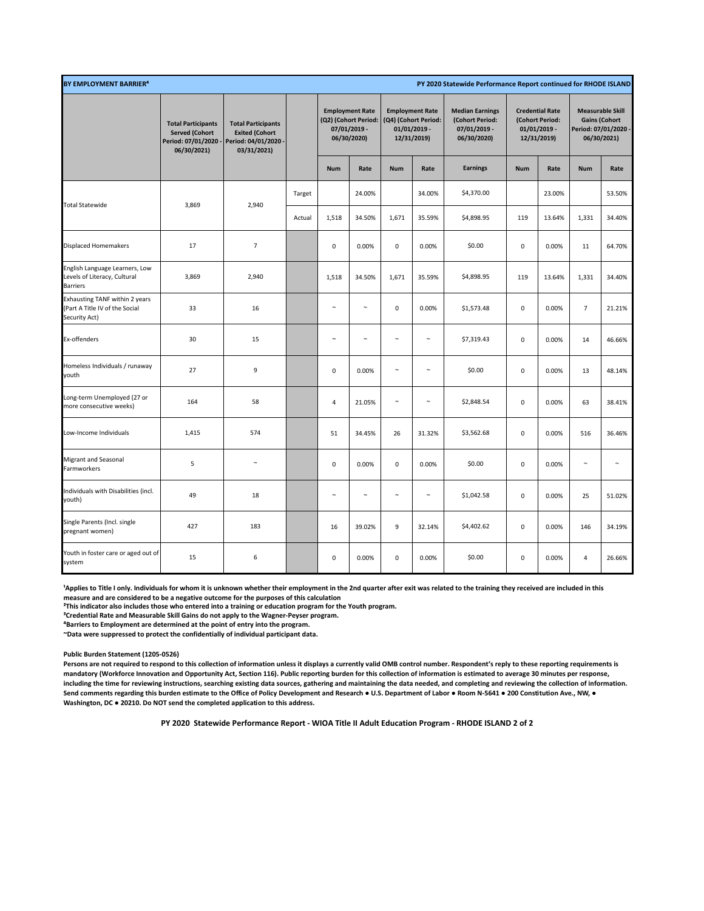| BY EMPLOYMENT BARRIER[4] | | | | PY 2020 Statewide Performance Report continued for RHODE ISLAND | | | | | | | | | |
|---|---|---|---|---|---|---|---|---|---|---|---|---|---|
| | Total Participants Served (Cohort Period: 07/01/2020 - 06/30/2021) | Total Participants Exited (Cohort Period: 04/01/2020 - 03/31/2021) | | Employment Rate (Q2) (Cohort Period: 07/01/2019 - 06/30/2020) | | Employment Rate (Q4) (Cohort Period: 01/01/2019 - 12/31/2019) | | Median Earnings (Cohort Period: 07/01/2019 - 06/30/2020) | Credential Rate (Cohort Period: 01/01/2019 - 12/31/2019) | | Measurable Skill Gains (Cohort Period: 07/01/2020 - 06/30/2021) | |
| | | | | Num | Rate | Num | Rate | Earnings | Num | Rate | Num | Rate |
| Total Statewide | 3,869 | 2,940 | Target | | 24.00% | | 34.00% | $4,370.00 | | 23.00% | | 53.50% |
| | | | Actual | 1,518 | 34.50% | 1,671 | 35.59% | $4,898.95 | 119 | 13.64% | 1,331 | 34.40% |
| Displaced Homemakers | 17 | 7 | | 0 | 0.00% | 0 | 0.00% | $0.00 | 0 | 0.00% | 11 | 64.70% |
| English Language Learners, Low Levels of Literacy, Cultural Barriers | 3,869 | 2,940 | | 1,518 | 34.50% | 1,671 | 35.59% | $4,898.95 | 119 | 13.64% | 1,331 | 34.40% |
| Exhausting TANF within 2 years (Part A Title IV of the Social Security Act) | 33 | 16 | | ~ | ~ | 0 | 0.00% | $1,573.48 | 0 | 0.00% | 7 | 21.21% |
| Ex-offenders | 30 | 15 | | ~ | ~ | ~ | ~ | $7,319.43 | 0 | 0.00% | 14 | 46.66% |
| Homeless Individuals / runaway youth | 27 | 9 | | 0 | 0.00% | ~ | ~ | $0.00 | 0 | 0.00% | 13 | 48.14% |
| Long-term Unemployed (27 or more consecutive weeks) | 164 | 58 | | 4 | 21.05% | ~ | ~ | $2,848.54 | 0 | 0.00% | 63 | 38.41% |
| Low-Income Individuals | 1,415 | 574 | | 51 | 34.45% | 26 | 31.32% | $3,562.68 | 0 | 0.00% | 516 | 36.46% |
| Migrant and Seasonal Farmworkers | 5 | ~ | | 0 | 0.00% | 0 | 0.00% | $0.00 | 0 | 0.00% | ~ | ~ |
| Individuals with Disabilities (incl. youth) | 49 | 18 | | ~ | ~ | ~ | ~ | $1,042.58 | 0 | 0.00% | 25 | 51.02% |
| Single Parents (Incl. single pregnant women) | 427 | 183 | | 16 | 39.02% | 9 | 32.14% | $4,402.62 | 0 | 0.00% | 146 | 34.19% |
| Youth in foster care or aged out of system | 15 | 6 | | 0 | 0.00% | 0 | 0.00% | $0.00 | 0 | 0.00% | 4 | 26.66% |

**[1]Applies to Title I only. Individuals for whom it is unknown whether their employment in the 2nd quarter after exit was related to the training they received are included in this measure and are considered to be a negative outcome for the purposes of this calculation**

**[2]This indicator also includes those who entered into a training or education program for the Youth program.**

**[3]Credential Rate and Measurable Skill Gains do not apply to the Wagner-Peyser program.**

**[4]Barriers to Employment are determined at the point of entry into the program.**

**~Data were suppressed to protect the confidentially of individual participant data.**

**Public Burden Statement (1205-0526)**

**Persons are not required to respond to this collection of information unless it displays a currently valid OMB control number. Respondent's reply to these reporting requirements is mandatory (Workforce Innovation and Opportunity Act, Section 116). Public reporting burden for this collection of information is estimated to average 30 minutes per response, including the time for reviewing instructions, searching existing data sources, gathering and maintaining the data needed, and completing and reviewing the collection of information. Send comments regarding this burden estimate to the Office of Policy Development and Research ● U.S. Department of Labor ● Room N-5641 ● 200 Constitution Ave., NW, ● Washington, DC ● 20210. Do NOT send the completed application to this address.**